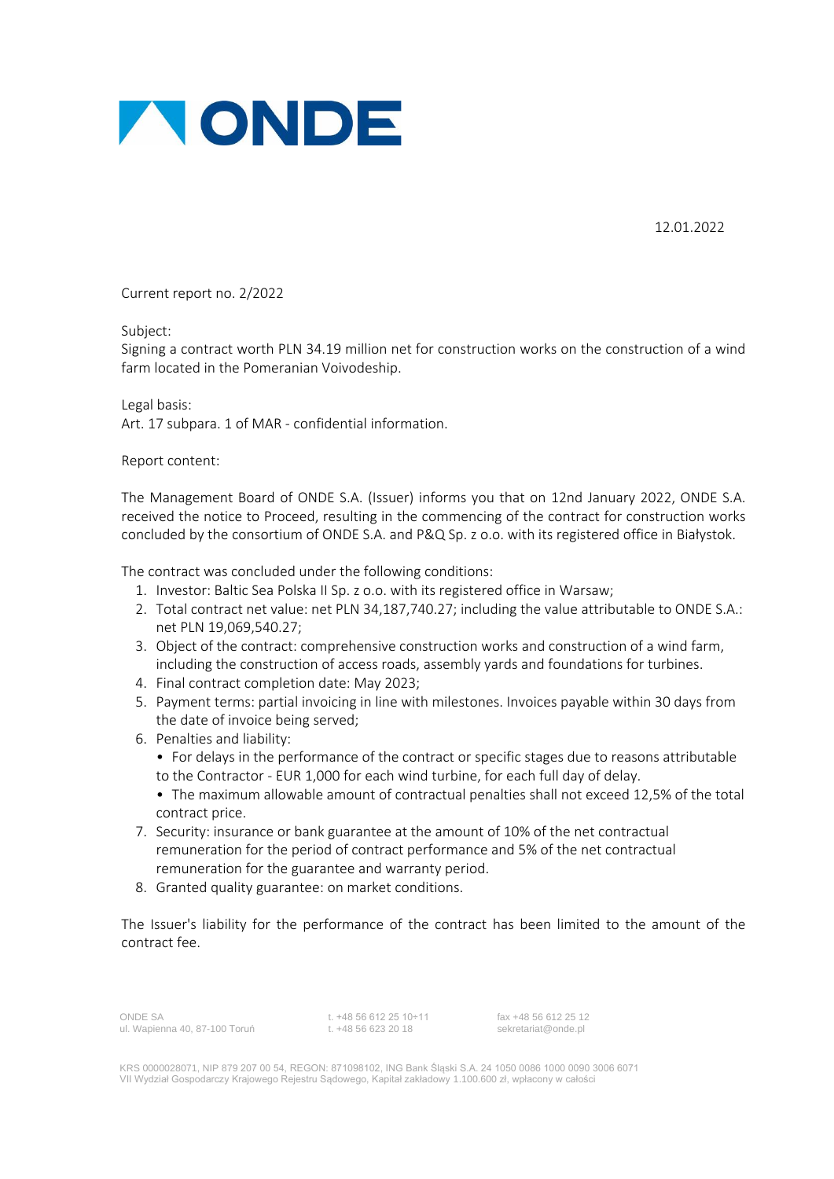12.01.2022

Current report no. 2/2022

Subject:
Signing a contract worth PLN 34.19 million net for construction works on the construction of a wind farm located in the Pomeranian Voivodeship.

Legal basis:
Art. 17 subpara. 1 of MAR - confidential information.

Report content:

The Management Board of ONDE S.A. (Issuer) informs you that on 12nd January 2022, ONDE S.A. received the notice to Proceed, resulting in the commencing of the contract for construction works concluded by the consortium of ONDE S.A. and P&Q Sp. z o.o. with its registered office in Białystok.

The contract was concluded under the following conditions:

1. Investor: Baltic Sea Polska II Sp. z o.o. with its registered office in Warsaw;
2. Total contract net value: net PLN 34,187,740.27; including the value attributable to ONDE S.A.: net PLN 19,069,540.27;
3. Object of the contract: comprehensive construction works and construction of a wind farm, including the construction of access roads, assembly yards and foundations for turbines.
4. Final contract completion date: May 2023;
5. Payment terms: partial invoicing in line with milestones. Invoices payable within 30 days from the date of invoice being served;
6. Penalties and liability:
   - For delays in the performance of the contract or specific stages due to reasons attributable to the Contractor - EUR 1,000 for each wind turbine, for each full day of delay.
   - The maximum allowable amount of contractual penalties shall not exceed 12,5% of the total contract price.
7. Security: insurance or bank guarantee at the amount of 10% of the net contractual remuneration for the period of contract performance and 5% of the net contractual remuneration for the guarantee and warranty period.
8. Granted quality guarantee: on market conditions.

The Issuer's liability for the performance of the contract has been limited to the amount of the contract fee.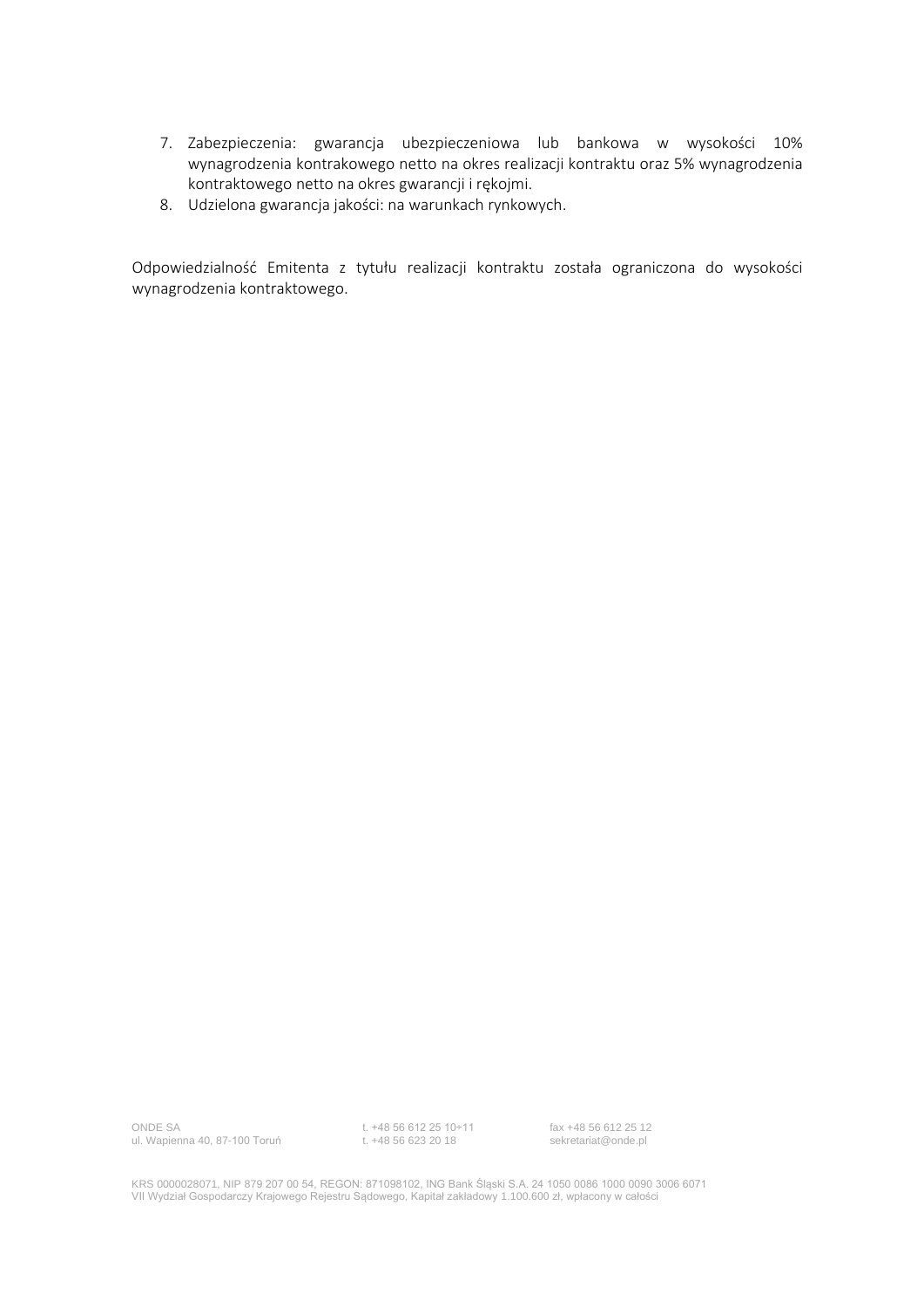7. Zabezpieczenia: gwarancja ubezpieczeniowa lub bankowa w wysokości 10% wynagrodzenia kontrakowego netto na okres realizacji kontraktu oraz 5% wynagrodzenia kontraktowego netto na okres gwarancji i rękojmi.
8. Udzielona gwarancja jakości: na warunkach rynkowych.

Odpowiedzialność Emitenta z tytułu realizacji kontraktu została ograniczona do wysokości wynagrodzenia kontraktowego.